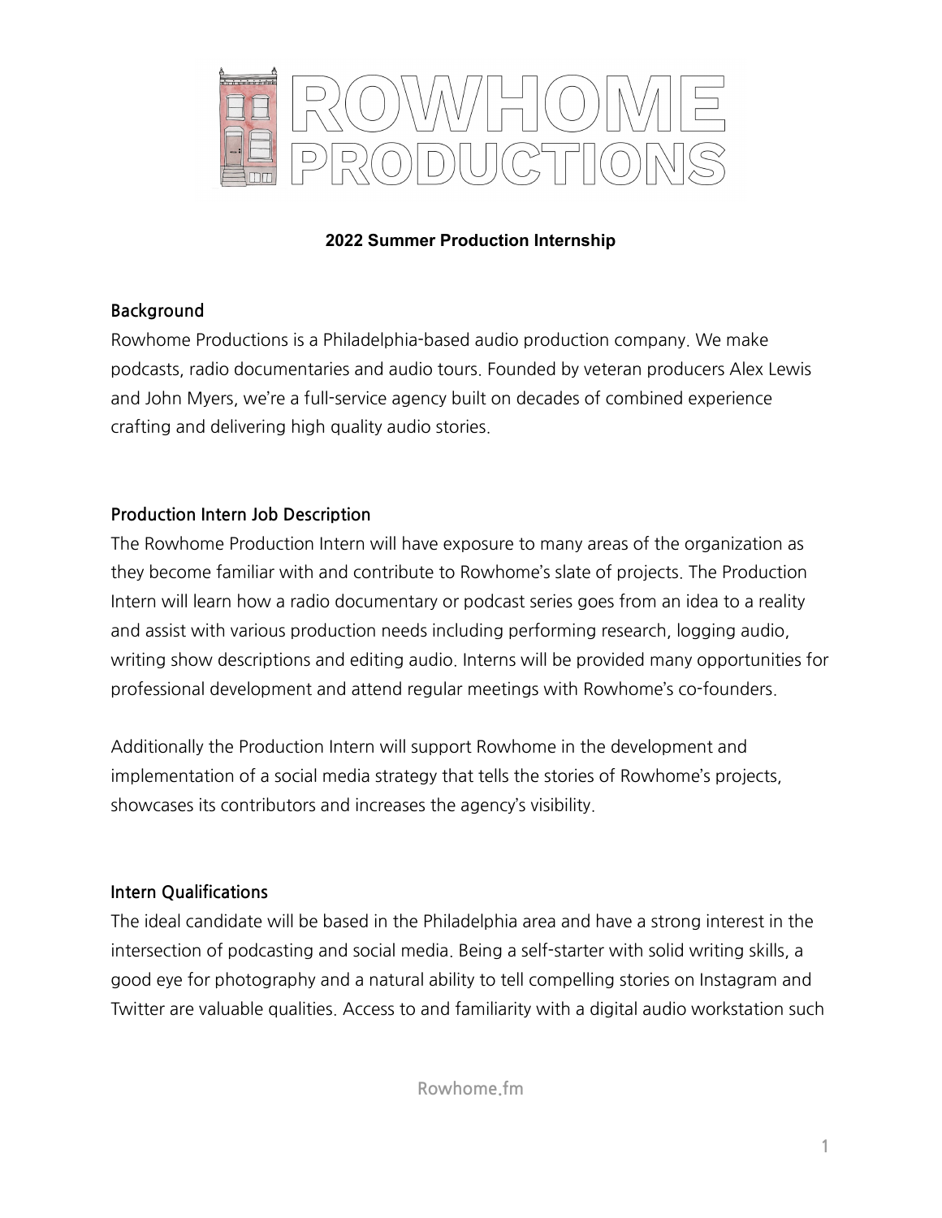# ROWHOME PRODUCTIONS

**2022 Summer Production Internship**

## Background

Rowhome Productions is a Philadelphia-based audio production company. We make podcasts, radio documentaries and audio tours. Founded by veteran producers Alex Lewis and John Myers, we're a full-service agency built on decades of combined experience crafting and delivering high quality audio stories.

## Production Intern Job Description

The Rowhome Production Intern will have exposure to many areas of the organization as they become familiar with and contribute to Rowhome's slate of projects. The Production Intern will learn how a radio documentary or podcast series goes from an idea to a reality and assist with various production needs including performing research, logging audio, writing show descriptions and editing audio. Interns will be provided many opportunities for professional development and attend regular meetings with Rowhome's co-founders.

Additionally the Production Intern will support Rowhome in the development and implementation of a social media strategy that tells the stories of Rowhome's projects, showcases its contributors and increases the agency's visibility.

## Intern Qualifications

The ideal candidate will be based in the Philadelphia area and have a strong interest in the intersection of podcasting and social media. Being a self-starter with solid writing skills, a good eye for photography and a natural ability to tell compelling stories on Instagram and Twitter are valuable qualities. Access to and familiarity with a digital audio workstation such

Rowhome.fm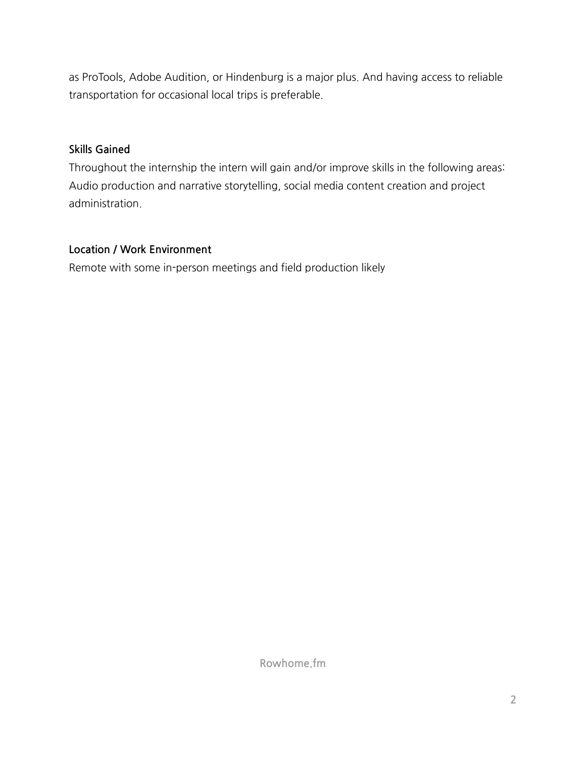as ProTools, Adobe Audition, or Hindenburg is a major plus. And having access to reliable transportation for occasional local trips is preferable.

### Skills Gained

Throughout the internship the intern will gain and/or improve skills in the following areas: Audio production and narrative storytelling, social media content creation and project administration.

### Location / Work Environment

Remote with some in-person meetings and field production likely